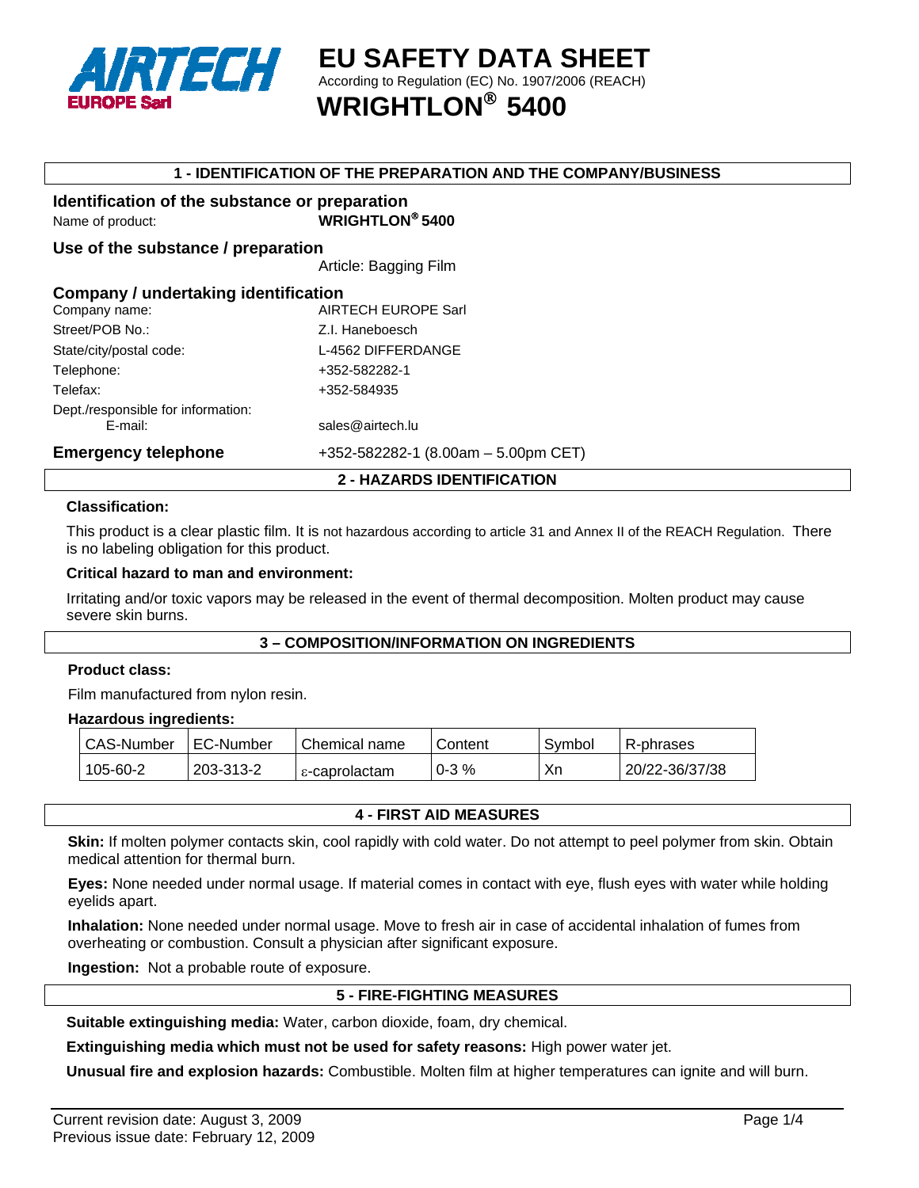AIRTECH EUROPE Sarl

# EU SAFETY DATA SHEET

According to Regulation (EC) No. 1907/2006 (REACH)

# WRIGHTLON® 5400

## 1 - IDENTIFICATION OF THE PREPARATION AND THE COMPANY/BUSINESS

### Identification of the substance or preparation

Name of product: **WRIGHTLON® 5400**

### Use of the substance / preparation

Article: Bagging Film

### Company / undertaking identification

Company name: AIRTECH EUROPE Sarl

Street/POB No.: Z.I. Haneboesch

State/city/postal code: L-4562 DIFFERDANGE

Telephone: +352-582282-1

Telefax: +352-584935

Dept./responsible for information:
E-mail: sales@airtech.lu

### Emergency telephone

+352-582282-1 (8.00am – 5.00pm CET)

## 2 - HAZARDS IDENTIFICATION

**Classification:**

This product is a clear plastic film. It is not hazardous according to article 31 and Annex II of the REACH Regulation. There is no labeling obligation for this product.

**Critical hazard to man and environment:**

Irritating and/or toxic vapors may be released in the event of thermal decomposition. Molten product may cause severe skin burns.

## 3 – COMPOSITION/INFORMATION ON INGREDIENTS

**Product class:**

Film manufactured from nylon resin.

**Hazardous ingredients:**

| CAS-Number | EC-Number | Chemical name | Content | Symbol | R-phrases |
|---|---|---|---|---|---|
| 105-60-2 | 203-313-2 | ε-caprolactam | 0-3 % | Xn | 20/22-36/37/38 |

## 4 - FIRST AID MEASURES

**Skin:** If molten polymer contacts skin, cool rapidly with cold water. Do not attempt to peel polymer from skin. Obtain medical attention for thermal burn.

**Eyes:** None needed under normal usage. If material comes in contact with eye, flush eyes with water while holding eyelids apart.

**Inhalation:** None needed under normal usage. Move to fresh air in case of accidental inhalation of fumes from overheating or combustion. Consult a physician after significant exposure.

**Ingestion:** Not a probable route of exposure.

## 5 - FIRE-FIGHTING MEASURES

**Suitable extinguishing media:** Water, carbon dioxide, foam, dry chemical.

**Extinguishing media which must not be used for safety reasons:** High power water jet.

**Unusual fire and explosion hazards:** Combustible. Molten film at higher temperatures can ignite and will burn.

Current revision date: August 3, 2009
Previous issue date: February 12, 2009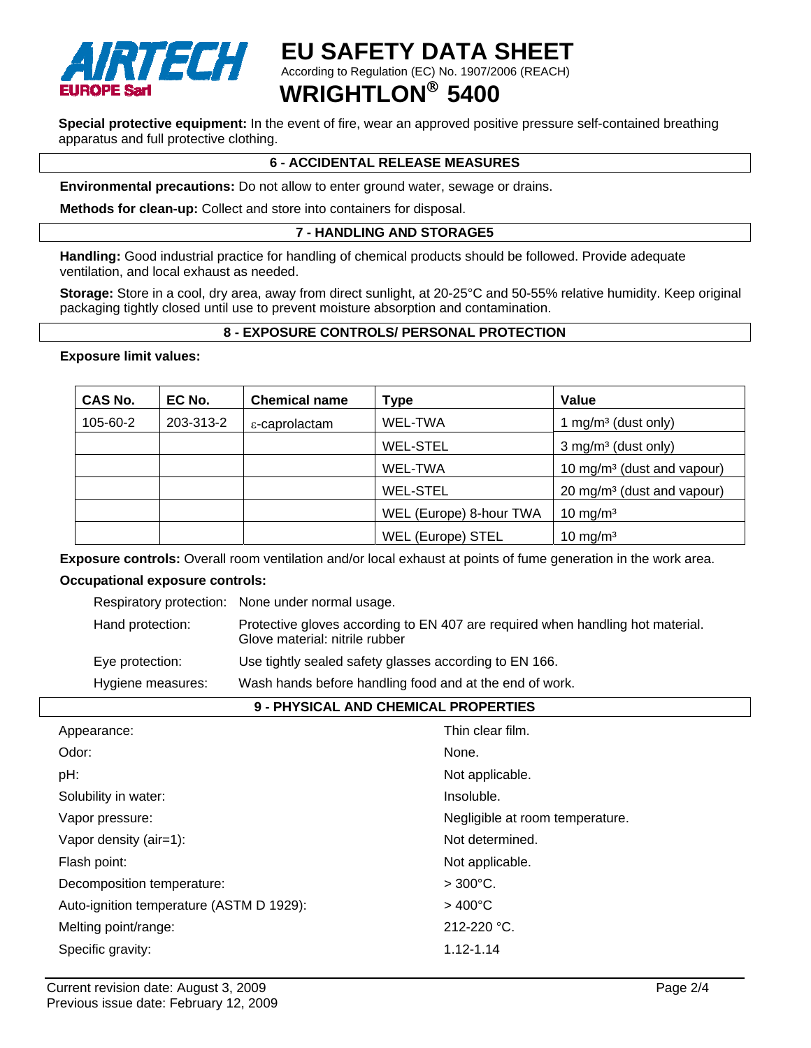**Special protective equipment:** In the event of fire, wear an approved positive pressure self-contained breathing apparatus and full protective clothing.

## 6 - ACCIDENTAL RELEASE MEASURES

**Environmental precautions:** Do not allow to enter ground water, sewage or drains.

**Methods for clean-up:** Collect and store into containers for disposal.

## 7 - HANDLING AND STORAGE5

**Handling:** Good industrial practice for handling of chemical products should be followed. Provide adequate ventilation, and local exhaust as needed.

**Storage:** Store in a cool, dry area, away from direct sunlight, at 20-25°C and 50-55% relative humidity. Keep original packaging tightly closed until use to prevent moisture absorption and contamination.

## 8 - EXPOSURE CONTROLS/ PERSONAL PROTECTION

**Exposure limit values:**

| CAS No. | EC No. | Chemical name | Type | Value |
|---|---|---|---|---|
| 105-60-2 | 203-313-2 | ε-caprolactam | WEL-TWA | 1 mg/m³ (dust only) |
| | | | WEL-STEL | 3 mg/m³ (dust only) |
| | | | WEL-TWA | 10 mg/m³ (dust and vapour) |
| | | | WEL-STEL | 20 mg/m³ (dust and vapour) |
| | | | WEL (Europe) 8-hour TWA | 10 mg/m³ |
| | | | WEL (Europe) STEL | 10 mg/m³ |

**Exposure controls:** Overall room ventilation and/or local exhaust at points of fume generation in the work area.

**Occupational exposure controls:**

| | |
|---|---|
| Respiratory protection: | None under normal usage. |
| Hand protection: | Protective gloves according to EN 407 are required when handling hot material. Glove material: nitrile rubber |
| Eye protection: | Use tightly sealed safety glasses according to EN 166. |
| Hygiene measures: | Wash hands before handling food and at the end of work. |

## 9 - PHYSICAL AND CHEMICAL PROPERTIES

| | |
|---|---|
| Appearance: | Thin clear film. |
| Odor: | None. |
| pH: | Not applicable. |
| Solubility in water: | Insoluble. |
| Vapor pressure: | Negligible at room temperature. |
| Vapor density (air=1): | Not determined. |
| Flash point: | Not applicable. |
| Decomposition temperature: | > 300°C. |
| Auto-ignition temperature (ASTM D 1929): | > 400°C |
| Melting point/range: | 212-220 °C. |
| Specific gravity: | 1.12-1.14 |

Current revision date: August 3, 2009
Previous issue date: February 12, 2009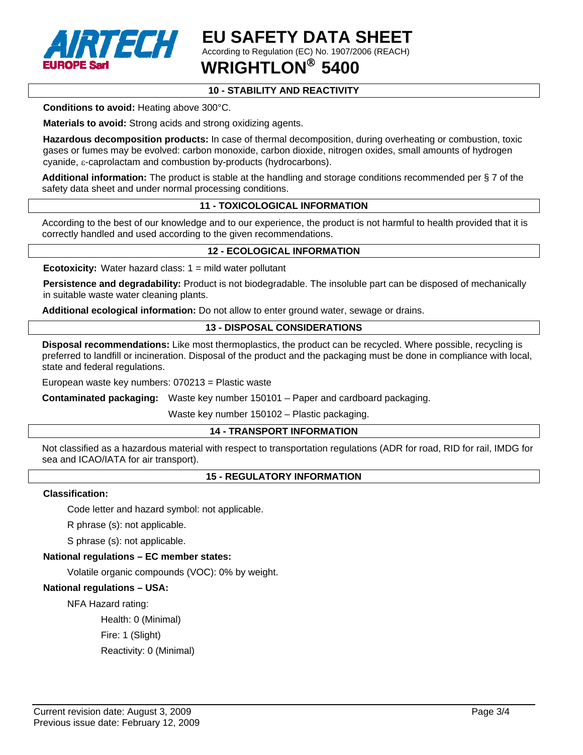## 10 - STABILITY AND REACTIVITY

**Conditions to avoid:** Heating above 300°C.

**Materials to avoid:** Strong acids and strong oxidizing agents.

**Hazardous decomposition products:** In case of thermal decomposition, during overheating or combustion, toxic gases or fumes may be evolved: carbon monoxide, carbon dioxide, nitrogen oxides, small amounts of hydrogen cyanide, ε-caprolactam and combustion by-products (hydrocarbons).

**Additional information:** The product is stable at the handling and storage conditions recommended per § 7 of the safety data sheet and under normal processing conditions.

## 11 - TOXICOLOGICAL INFORMATION

According to the best of our knowledge and to our experience, the product is not harmful to health provided that it is correctly handled and used according to the given recommendations.

## 12 - ECOLOGICAL INFORMATION

**Ecotoxicity:** Water hazard class: 1 = mild water pollutant

**Persistence and degradability:** Product is not biodegradable. The insoluble part can be disposed of mechanically in suitable waste water cleaning plants.

**Additional ecological information:** Do not allow to enter ground water, sewage or drains.

## 13 - DISPOSAL CONSIDERATIONS

**Disposal recommendations:** Like most thermoplastics, the product can be recycled. Where possible, recycling is preferred to landfill or incineration. Disposal of the product and the packaging must be done in compliance with local, state and federal regulations.

European waste key numbers: 070213 = Plastic waste

**Contaminated packaging:** Waste key number 150101 – Paper and cardboard packaging.

Waste key number 150102 – Plastic packaging.

## 14 - TRANSPORT INFORMATION

Not classified as a hazardous material with respect to transportation regulations (ADR for road, RID for rail, IMDG for sea and ICAO/IATA for air transport).

## 15 - REGULATORY INFORMATION

**Classification:**

Code letter and hazard symbol: not applicable.

R phrase (s): not applicable.

S phrase (s): not applicable.

**National regulations – EC member states:**

Volatile organic compounds (VOC): 0% by weight.

**National regulations – USA:**

NFA Hazard rating:

- Health: 0 (Minimal)
- Fire: 1 (Slight)
- Reactivity: 0 (Minimal)

Current revision date: August 3, 2009
Previous issue date: February 12, 2009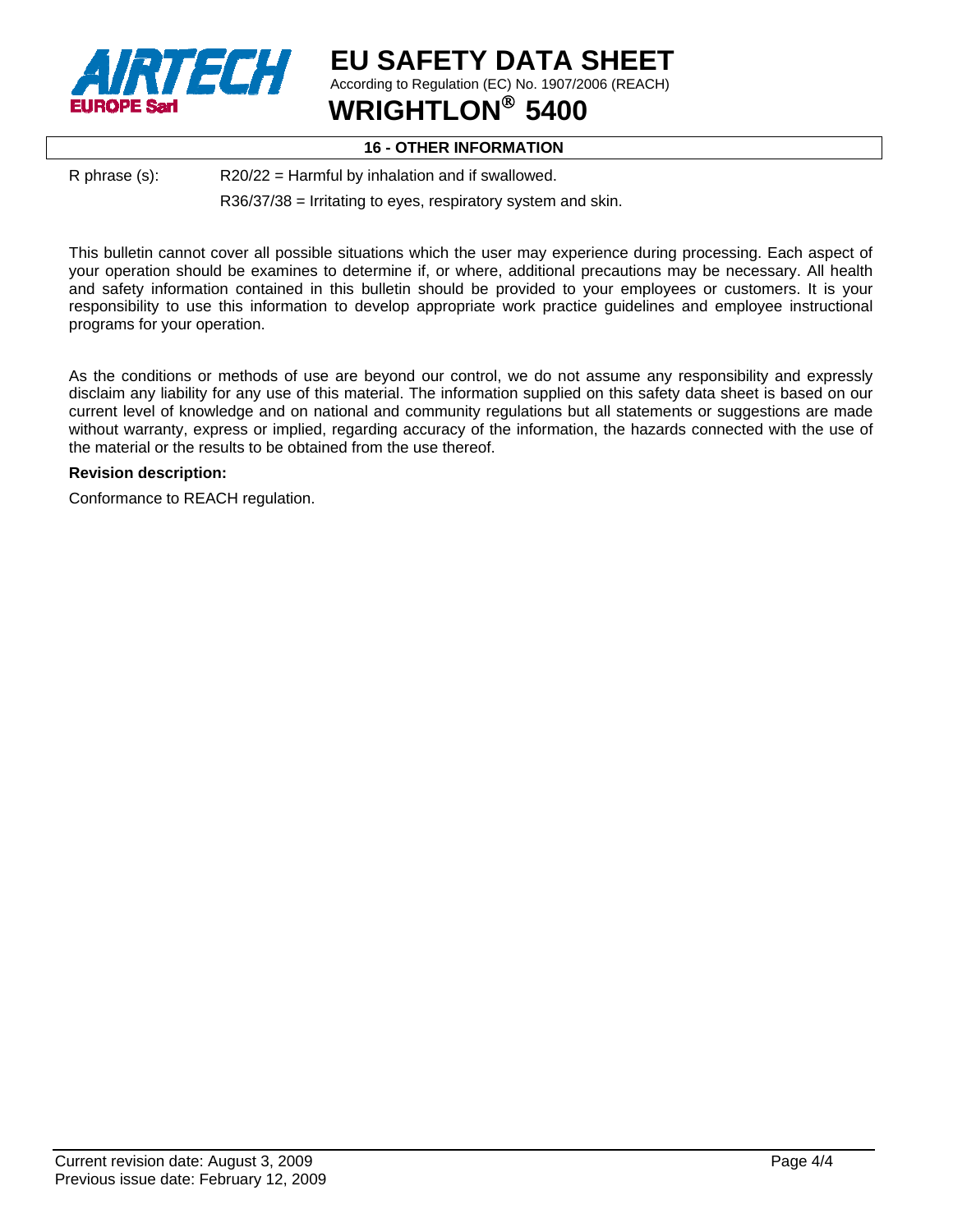## 16 - OTHER INFORMATION

R phrase (s): R20/22 = Harmful by inhalation and if swallowed.

R36/37/38 = Irritating to eyes, respiratory system and skin.

This bulletin cannot cover all possible situations which the user may experience during processing. Each aspect of your operation should be examines to determine if, or where, additional precautions may be necessary. All health and safety information contained in this bulletin should be provided to your employees or customers. It is your responsibility to use this information to develop appropriate work practice guidelines and employee instructional programs for your operation.

As the conditions or methods of use are beyond our control, we do not assume any responsibility and expressly disclaim any liability for any use of this material. The information supplied on this safety data sheet is based on our current level of knowledge and on national and community regulations but all statements or suggestions are made without warranty, express or implied, regarding accuracy of the information, the hazards connected with the use of the material or the results to be obtained from the use thereof.

**Revision description:**

Conformance to REACH regulation.

Current revision date: August 3, 2009
Previous issue date: February 12, 2009